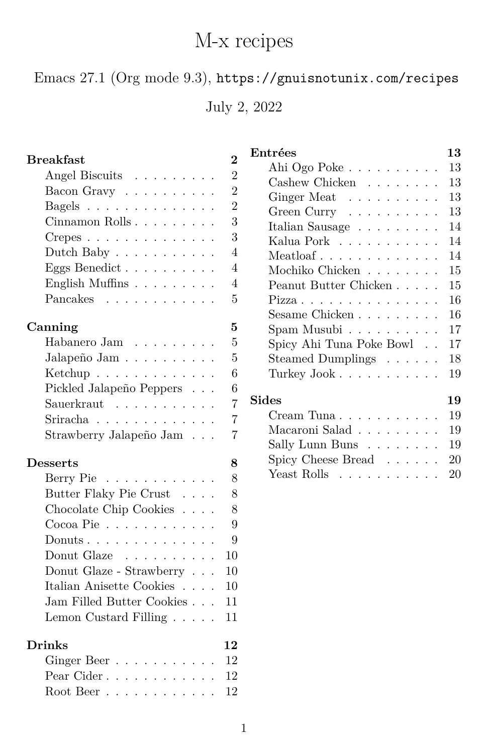# M-x recipes

Emacs 27.1 (Org mode 9.3), `https://gnuisnotunix.com/recipes`

July 2, 2022

**Breakfast** 2
- Angel Biscuits 2
- Bacon Gravy 2
- Bagels 2
- Cinnamon Rolls 3
- Crepes 3
- Dutch Baby 4
- Eggs Benedict 4
- English Muffins 4
- Pancakes 5

**Canning** 5
- Habanero Jam 5
- Jalapeño Jam 5
- Ketchup 6
- Pickled Jalapeño Peppers 6
- Sauerkraut 7
- Sriracha 7
- Strawberry Jalapeño Jam 7

**Desserts** 8
- Berry Pie 8
- Butter Flaky Pie Crust 8
- Chocolate Chip Cookies 8
- Cocoa Pie 9
- Donuts 9
- Donut Glaze 10
- Donut Glaze - Strawberry 10
- Italian Anisette Cookies 10
- Jam Filled Butter Cookies 11
- Lemon Custard Filling 11

**Drinks** 12
- Ginger Beer 12
- Pear Cider 12
- Root Beer 12

**Entrées** 13
- Ahi Ogo Poke 13
- Cashew Chicken 13
- Ginger Meat 13
- Green Curry 13
- Italian Sausage 14
- Kalua Pork 14
- Meatloaf 14
- Mochiko Chicken 15
- Peanut Butter Chicken 15
- Pizza 16
- Sesame Chicken 16
- Spam Musubi 17
- Spicy Ahi Tuna Poke Bowl 17
- Steamed Dumplings 18
- Turkey Jook 19

**Sides** 19
- Cream Tuna 19
- Macaroni Salad 19
- Sally Lunn Buns 19
- Spicy Cheese Bread 20
- Yeast Rolls 20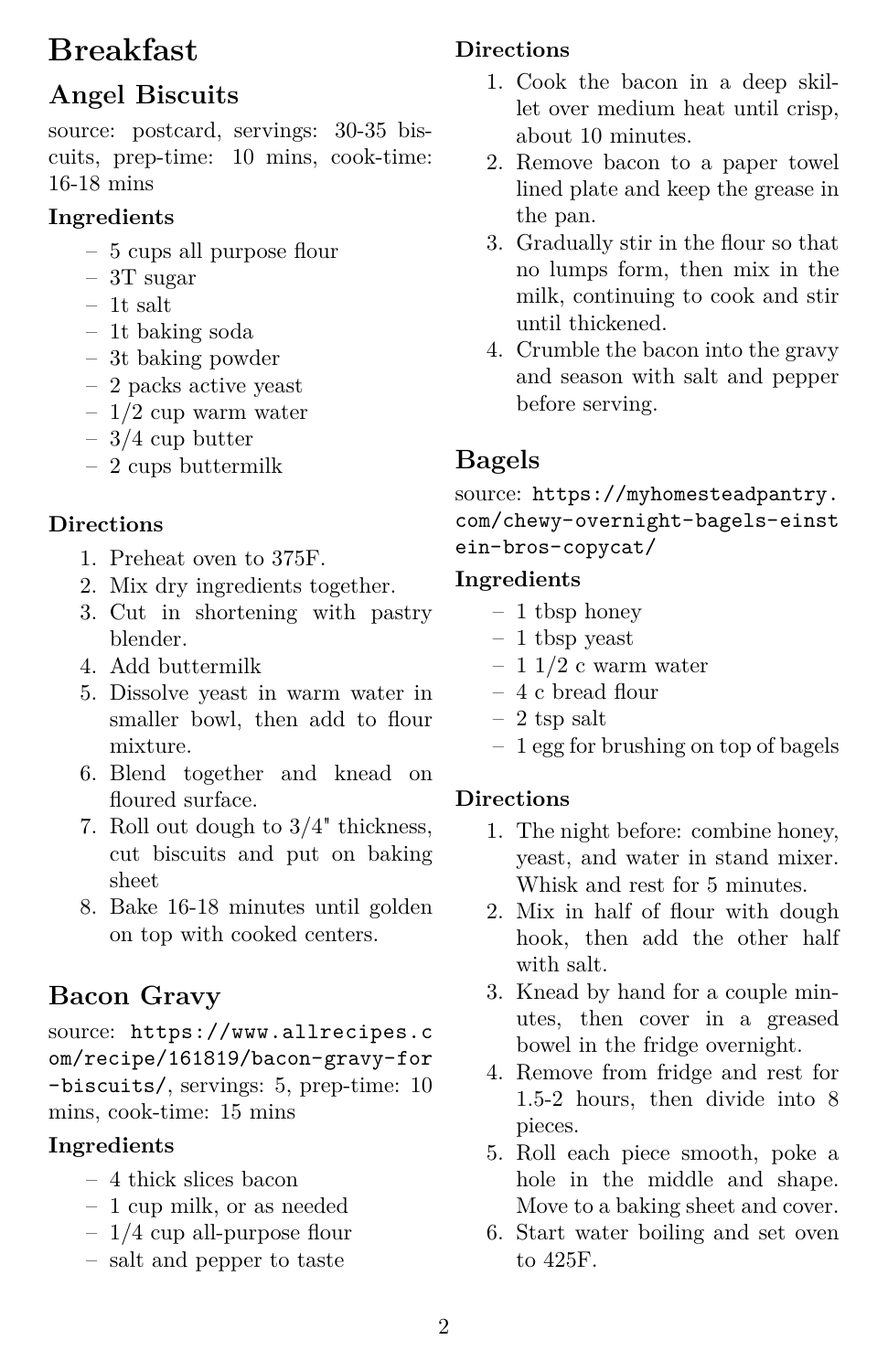# Breakfast

## Angel Biscuits

source: postcard, servings: 30-35 biscuits, prep-time: 10 mins, cook-time: 16-18 mins

### Ingredients

- 5 cups all purpose flour
- 3T sugar
- 1t salt
- 1t baking soda
- 3t baking powder
- 2 packs active yeast
- 1/2 cup warm water
- 3/4 cup butter
- 2 cups buttermilk

### Directions

1. Preheat oven to 375F.
2. Mix dry ingredients together.
3. Cut in shortening with pastry blender.
4. Add buttermilk
5. Dissolve yeast in warm water in smaller bowl, then add to flour mixture.
6. Blend together and knead on floured surface.
7. Roll out dough to 3/4" thickness, cut biscuits and put on baking sheet
8. Bake 16-18 minutes until golden on top with cooked centers.

## Bacon Gravy

source: `https://www.allrecipes.com/recipe/161819/bacon-gravy-for-biscuits/`, servings: 5, prep-time: 10 mins, cook-time: 15 mins

### Ingredients

- 4 thick slices bacon
- 1 cup milk, or as needed
- 1/4 cup all-purpose flour
- salt and pepper to taste

### Directions

1. Cook the bacon in a deep skillet over medium heat until crisp, about 10 minutes.
2. Remove bacon to a paper towel lined plate and keep the grease in the pan.
3. Gradually stir in the flour so that no lumps form, then mix in the milk, continuing to cook and stir until thickened.
4. Crumble the bacon into the gravy and season with salt and pepper before serving.

## Bagels

source: `https://myhomesteadpantry.com/chewy-overnight-bagels-einstein-bros-copycat/`

### Ingredients

- 1 tbsp honey
- 1 tbsp yeast
- 1 1/2 c warm water
- 4 c bread flour
- 2 tsp salt
- 1 egg for brushing on top of bagels

### Directions

1. The night before: combine honey, yeast, and water in stand mixer. Whisk and rest for 5 minutes.
2. Mix in half of flour with dough hook, then add the other half with salt.
3. Knead by hand for a couple minutes, then cover in a greased bowel in the fridge overnight.
4. Remove from fridge and rest for 1.5-2 hours, then divide into 8 pieces.
5. Roll each piece smooth, poke a hole in the middle and shape. Move to a baking sheet and cover.
6. Start water boiling and set oven to 425F.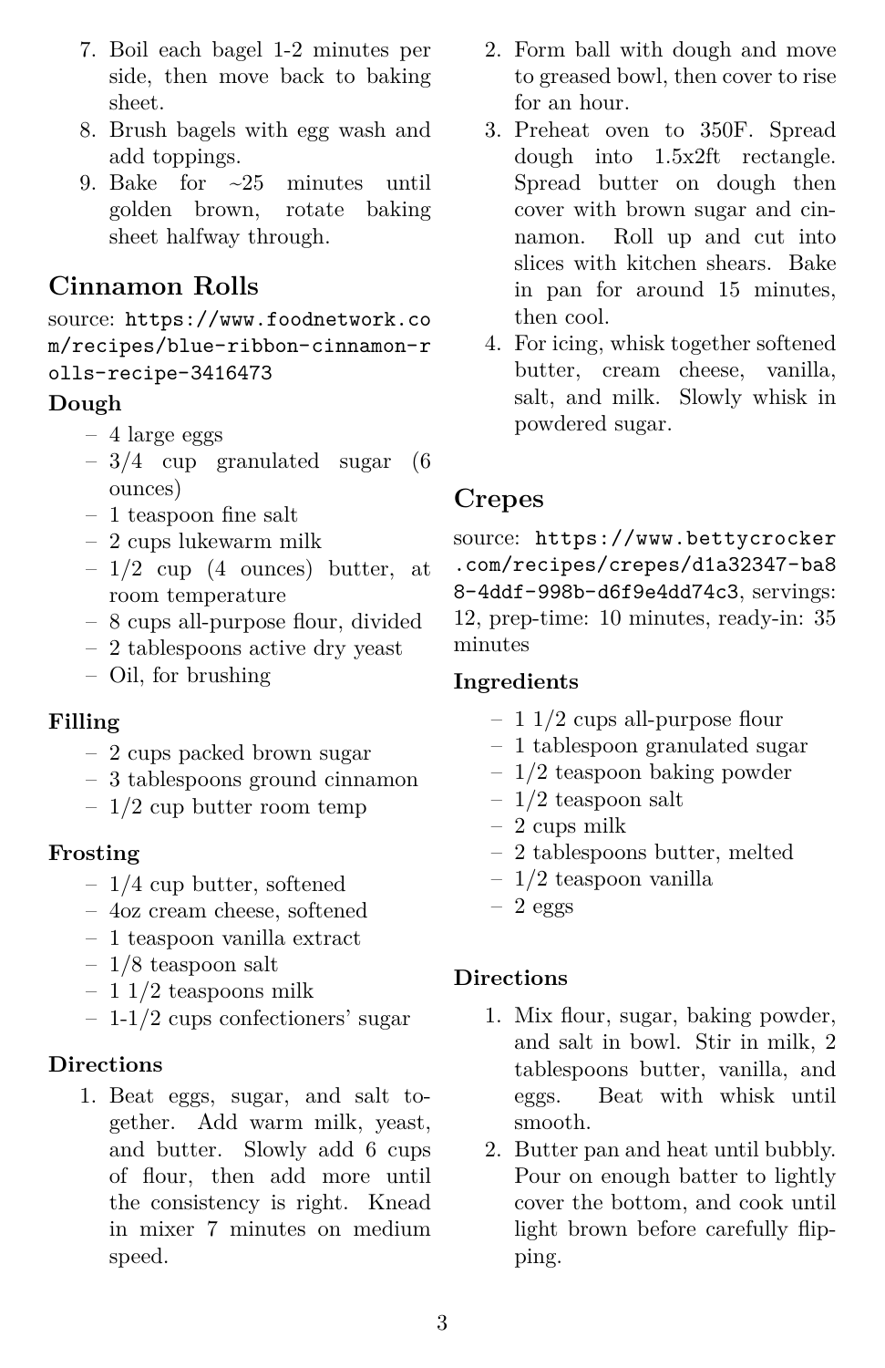7. Boil each bagel 1-2 minutes per side, then move back to baking sheet.
8. Brush bagels with egg wash and add toppings.
9. Bake for ~25 minutes until golden brown, rotate baking sheet halfway through.

## Cinnamon Rolls

source: `https://www.foodnetwork.com/recipes/blue-ribbon-cinnamon-rolls-recipe-3416473`

### Dough

- 4 large eggs
- 3/4 cup granulated sugar (6 ounces)
- 1 teaspoon fine salt
- 2 cups lukewarm milk
- 1/2 cup (4 ounces) butter, at room temperature
- 8 cups all-purpose flour, divided
- 2 tablespoons active dry yeast
- Oil, for brushing

### Filling

- 2 cups packed brown sugar
- 3 tablespoons ground cinnamon
- 1/2 cup butter room temp

### Frosting

- 1/4 cup butter, softened
- 4oz cream cheese, softened
- 1 teaspoon vanilla extract
- 1/8 teaspoon salt
- 1 1/2 teaspoons milk
- 1-1/2 cups confectioners' sugar

### Directions

1. Beat eggs, sugar, and salt together. Add warm milk, yeast, and butter. Slowly add 6 cups of flour, then add more until the consistency is right. Knead in mixer 7 minutes on medium speed.
2. Form ball with dough and move to greased bowl, then cover to rise for an hour.
3. Preheat oven to 350F. Spread dough into 1.5x2ft rectangle. Spread butter on dough then cover with brown sugar and cinnamon. Roll up and cut into slices with kitchen shears. Bake in pan for around 15 minutes, then cool.
4. For icing, whisk together softened butter, cream cheese, vanilla, salt, and milk. Slowly whisk in powdered sugar.

## Crepes

source: `https://www.bettycrocker.com/recipes/crepes/d1a32347-ba88-4ddf-998b-d6f9e4dd74c3`, servings: 12, prep-time: 10 minutes, ready-in: 35 minutes

### Ingredients

- 1 1/2 cups all-purpose flour
- 1 tablespoon granulated sugar
- 1/2 teaspoon baking powder
- 1/2 teaspoon salt
- 2 cups milk
- 2 tablespoons butter, melted
- 1/2 teaspoon vanilla
- 2 eggs

### Directions

1. Mix flour, sugar, baking powder, and salt in bowl. Stir in milk, 2 tablespoons butter, vanilla, and eggs. Beat with whisk until smooth.
2. Butter pan and heat until bubbly. Pour on enough batter to lightly cover the bottom, and cook until light brown before carefully flipping.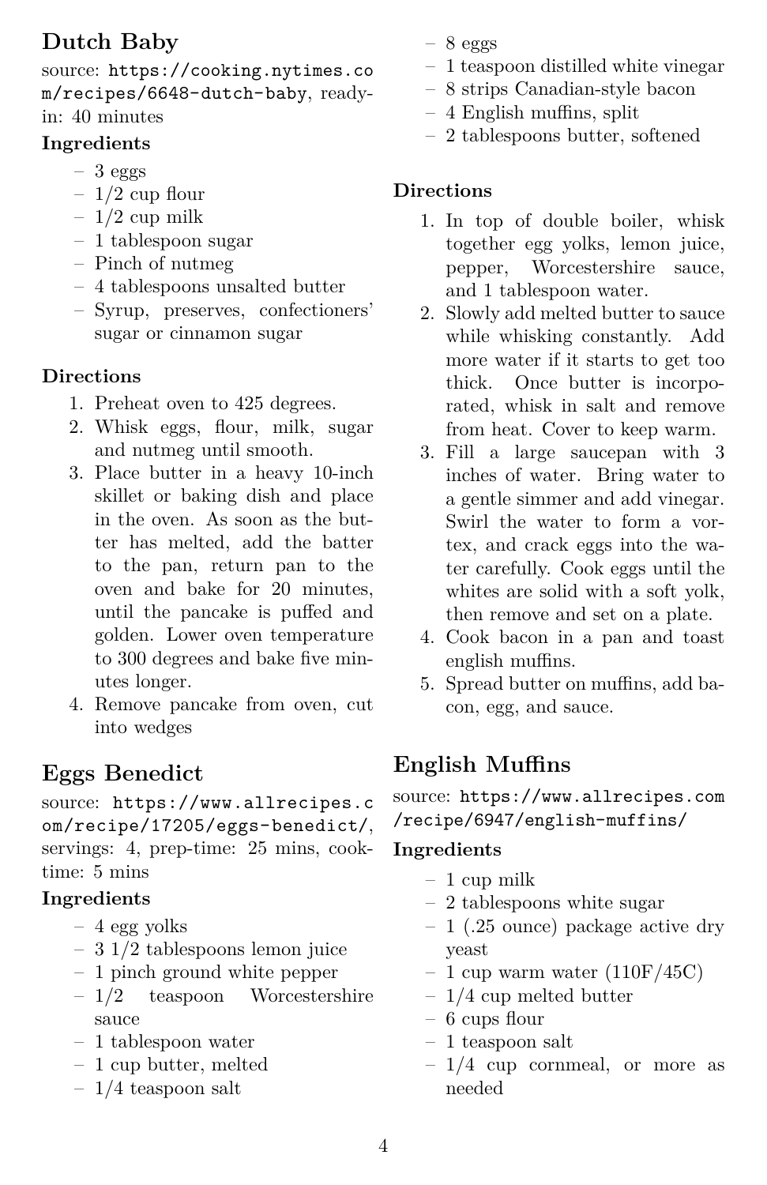## Dutch Baby

source: https://cooking.nytimes.com/recipes/6648-dutch-baby, ready-in: 40 minutes

### Ingredients

- 3 eggs
- 1/2 cup flour
- 1/2 cup milk
- 1 tablespoon sugar
- Pinch of nutmeg
- 4 tablespoons unsalted butter
- Syrup, preserves, confectioners' sugar or cinnamon sugar

### Directions

1. Preheat oven to 425 degrees.
2. Whisk eggs, flour, milk, sugar and nutmeg until smooth.
3. Place butter in a heavy 10-inch skillet or baking dish and place in the oven. As soon as the butter has melted, add the batter to the pan, return pan to the oven and bake for 20 minutes, until the pancake is puffed and golden. Lower oven temperature to 300 degrees and bake five minutes longer.
4. Remove pancake from oven, cut into wedges

## Eggs Benedict

source: https://www.allrecipes.com/recipe/17205/eggs-benedict/, servings: 4, prep-time: 25 mins, cook-time: 5 mins

### Ingredients

- 4 egg yolks
- 3 1/2 tablespoons lemon juice
- 1 pinch ground white pepper
- 1/2 teaspoon Worcestershire sauce
- 1 tablespoon water
- 1 cup butter, melted
- 1/4 teaspoon salt
- 8 eggs
- 1 teaspoon distilled white vinegar
- 8 strips Canadian-style bacon
- 4 English muffins, split
- 2 tablespoons butter, softened

### Directions

1. In top of double boiler, whisk together egg yolks, lemon juice, pepper, Worcestershire sauce, and 1 tablespoon water.
2. Slowly add melted butter to sauce while whisking constantly. Add more water if it starts to get too thick. Once butter is incorporated, whisk in salt and remove from heat. Cover to keep warm.
3. Fill a large saucepan with 3 inches of water. Bring water to a gentle simmer and add vinegar. Swirl the water to form a vortex, and crack eggs into the water carefully. Cook eggs until the whites are solid with a soft yolk, then remove and set on a plate.
4. Cook bacon in a pan and toast english muffins.
5. Spread butter on muffins, add bacon, egg, and sauce.

## English Muffins

source: https://www.allrecipes.com/recipe/6947/english-muffins/

### Ingredients

- 1 cup milk
- 2 tablespoons white sugar
- 1 (.25 ounce) package active dry yeast
- 1 cup warm water (110F/45C)
- 1/4 cup melted butter
- 6 cups flour
- 1 teaspoon salt
- 1/4 cup cornmeal, or more as needed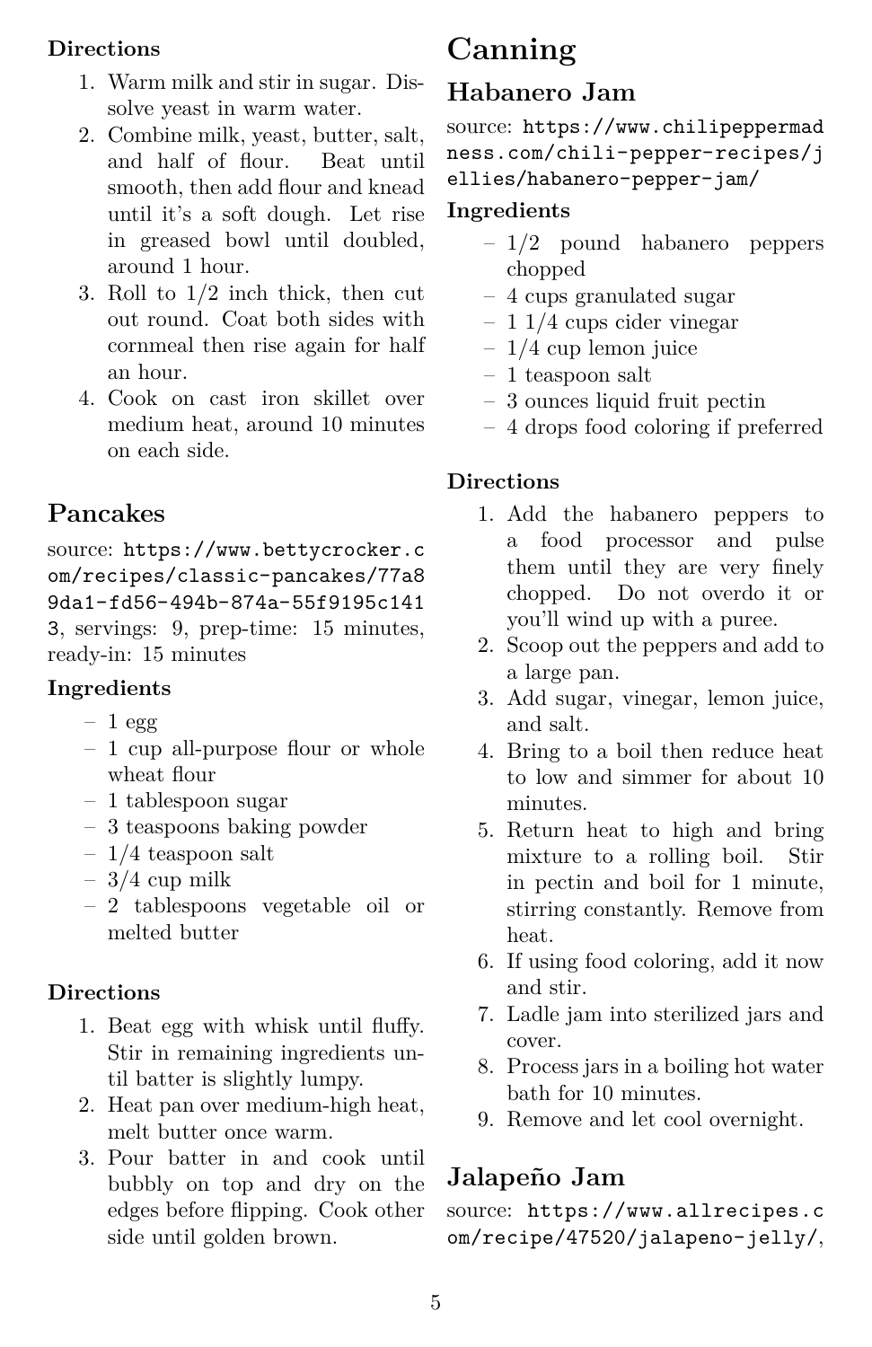#### Directions

1. Warm milk and stir in sugar. Dissolve yeast in warm water.
2. Combine milk, yeast, butter, salt, and half of flour. Beat until smooth, then add flour and knead until it's a soft dough. Let rise in greased bowl until doubled, around 1 hour.
3. Roll to 1/2 inch thick, then cut out round. Coat both sides with cornmeal then rise again for half an hour.
4. Cook on cast iron skillet over medium heat, around 10 minutes on each side.

## Pancakes

source: https://www.bettycrocker.com/recipes/classic-pancakes/77a89da1-fd56-494b-874a-55f9195c1413, servings: 9, prep-time: 15 minutes, ready-in: 15 minutes

#### Ingredients

- 1 egg
- 1 cup all-purpose flour or whole wheat flour
- 1 tablespoon sugar
- 3 teaspoons baking powder
- 1/4 teaspoon salt
- 3/4 cup milk
- 2 tablespoons vegetable oil or melted butter

#### Directions

1. Beat egg with whisk until fluffy. Stir in remaining ingredients until batter is slightly lumpy.
2. Heat pan over medium-high heat, melt butter once warm.
3. Pour batter in and cook until bubbly on top and dry on the edges before flipping. Cook other side until golden brown.

# Canning

## Habanero Jam

source: https://www.chilipeppermadness.com/chili-pepper-recipes/jellies/habanero-pepper-jam/

#### Ingredients

- 1/2 pound habanero peppers chopped
- 4 cups granulated sugar
- 1 1/4 cups cider vinegar
- 1/4 cup lemon juice
- 1 teaspoon salt
- 3 ounces liquid fruit pectin
- 4 drops food coloring if preferred

#### Directions

1. Add the habanero peppers to a food processor and pulse them until they are very finely chopped. Do not overdo it or you'll wind up with a puree.
2. Scoop out the peppers and add to a large pan.
3. Add sugar, vinegar, lemon juice, and salt.
4. Bring to a boil then reduce heat to low and simmer for about 10 minutes.
5. Return heat to high and bring mixture to a rolling boil. Stir in pectin and boil for 1 minute, stirring constantly. Remove from heat.
6. If using food coloring, add it now and stir.
7. Ladle jam into sterilized jars and cover.
8. Process jars in a boiling hot water bath for 10 minutes.
9. Remove and let cool overnight.

## Jalapeño Jam

source: https://www.allrecipes.com/recipe/47520/jalapeno-jelly/,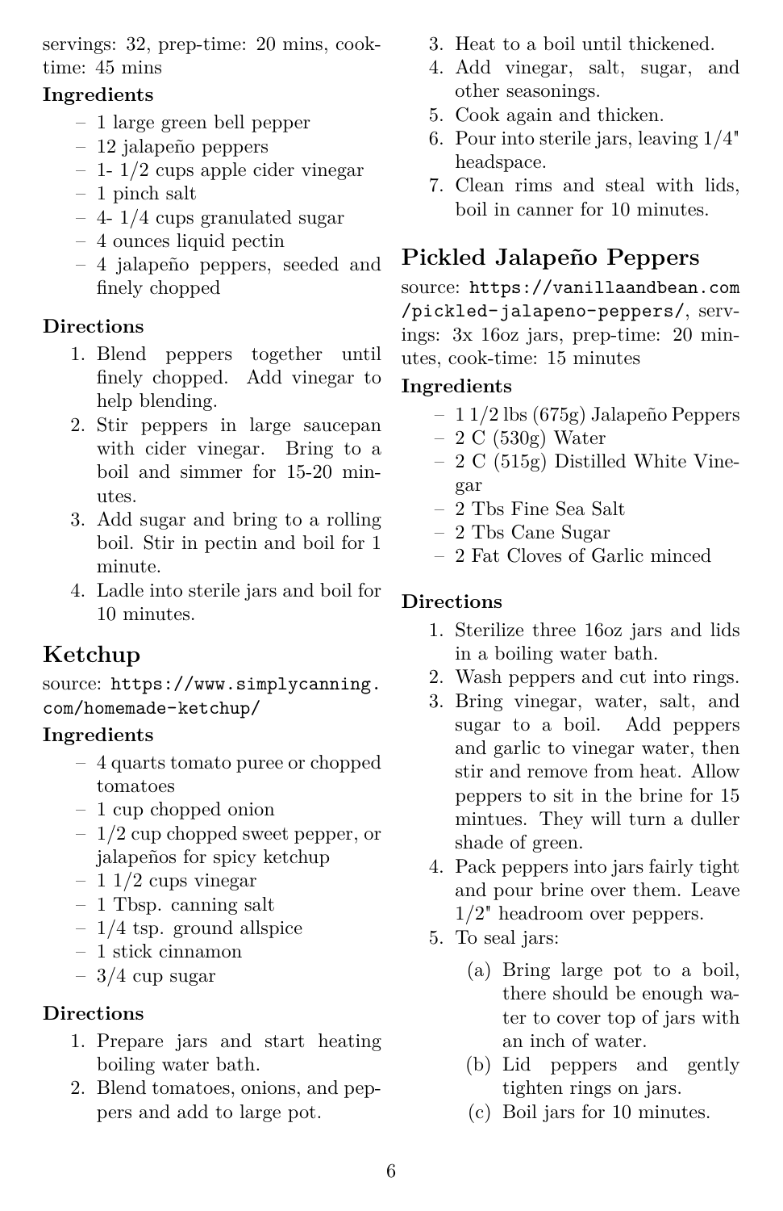servings: 32, prep-time: 20 mins, cook-time: 45 mins

**Ingredients**

- 1 large green bell pepper
- 12 jalapeño peppers
- 1- 1/2 cups apple cider vinegar
- 1 pinch salt
- 4- 1/4 cups granulated sugar
- 4 ounces liquid pectin
- 4 jalapeño peppers, seeded and finely chopped

**Directions**

1. Blend peppers together until finely chopped. Add vinegar to help blending.
2. Stir peppers in large saucepan with cider vinegar. Bring to a boil and simmer for 15-20 minutes.
3. Add sugar and bring to a rolling boil. Stir in pectin and boil for 1 minute.
4. Ladle into sterile jars and boil for 10 minutes.

## Ketchup

source: `https://www.simplycanning.com/homemade-ketchup/`

**Ingredients**

- 4 quarts tomato puree or chopped tomatoes
- 1 cup chopped onion
- 1/2 cup chopped sweet pepper, or jalapeños for spicy ketchup
- 1 1/2 cups vinegar
- 1 Tbsp. canning salt
- 1/4 tsp. ground allspice
- 1 stick cinnamon
- 3/4 cup sugar

**Directions**

1. Prepare jars and start heating boiling water bath.
2. Blend tomatoes, onions, and peppers and add to large pot.
3. Heat to a boil until thickened.
4. Add vinegar, salt, sugar, and other seasonings.
5. Cook again and thicken.
6. Pour into sterile jars, leaving 1/4" headspace.
7. Clean rims and steal with lids, boil in canner for 10 minutes.

## Pickled Jalapeño Peppers

source: `https://vanillaandbean.com/pickled-jalapeno-peppers/`, servings: 3x 16oz jars, prep-time: 20 minutes, cook-time: 15 minutes

**Ingredients**

- 1 1/2 lbs (675g) Jalapeño Peppers
- 2 C (530g) Water
- 2 C (515g) Distilled White Vinegar
- 2 Tbs Fine Sea Salt
- 2 Tbs Cane Sugar
- 2 Fat Cloves of Garlic minced

**Directions**

1. Sterilize three 16oz jars and lids in a boiling water bath.
2. Wash peppers and cut into rings.
3. Bring vinegar, water, salt, and sugar to a boil. Add peppers and garlic to vinegar water, then stir and remove from heat. Allow peppers to sit in the brine for 15 mintues. They will turn a duller shade of green.
4. Pack peppers into jars fairly tight and pour brine over them. Leave 1/2" headroom over peppers.
5. To seal jars:
   (a) Bring large pot to a boil, there should be enough water to cover top of jars with an inch of water.
   (b) Lid peppers and gently tighten rings on jars.
   (c) Boil jars for 10 minutes.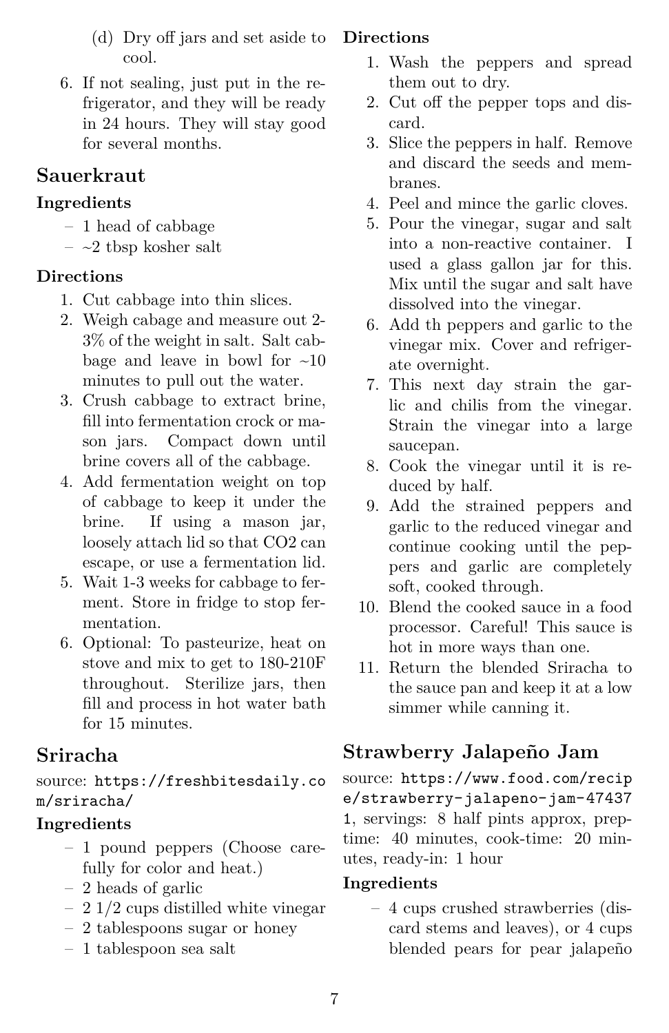(d) Dry off jars and set aside to cool.

6. If not sealing, just put in the refrigerator, and they will be ready in 24 hours. They will stay good for several months.

## Sauerkraut

**Ingredients**

- 1 head of cabbage
- ~2 tbsp kosher salt

**Directions**

1. Cut cabbage into thin slices.
2. Weigh cabage and measure out 2-3% of the weight in salt. Salt cabbage and leave in bowl for ~10 minutes to pull out the water.
3. Crush cabbage to extract brine, fill into fermentation crock or mason jars. Compact down until brine covers all of the cabbage.
4. Add fermentation weight on top of cabbage to keep it under the brine. If using a mason jar, loosely attach lid so that CO2 can escape, or use a fermentation lid.
5. Wait 1-3 weeks for cabbage to ferment. Store in fridge to stop fermentation.
6. Optional: To pasteurize, heat on stove and mix to get to 180-210F throughout. Sterilize jars, then fill and process in hot water bath for 15 minutes.

## Sriracha

source: `https://freshbitesdaily.com/sriracha/`

**Ingredients**

- 1 pound peppers (Choose carefully for color and heat.)
- 2 heads of garlic
- 2 1/2 cups distilled white vinegar
- 2 tablespoons sugar or honey
- 1 tablespoon sea salt

**Directions**

1. Wash the peppers and spread them out to dry.
2. Cut off the pepper tops and discard.
3. Slice the peppers in half. Remove and discard the seeds and membranes.
4. Peel and mince the garlic cloves.
5. Pour the vinegar, sugar and salt into a non-reactive container. I used a glass gallon jar for this. Mix until the sugar and salt have dissolved into the vinegar.
6. Add th peppers and garlic to the vinegar mix. Cover and refrigerate overnight.
7. This next day strain the garlic and chilis from the vinegar. Strain the vinegar into a large saucepan.
8. Cook the vinegar until it is reduced by half.
9. Add the strained peppers and garlic to the reduced vinegar and continue cooking until the peppers and garlic are completely soft, cooked through.
10. Blend the cooked sauce in a food processor. Careful! This sauce is hot in more ways than one.
11. Return the blended Sriracha to the sauce pan and keep it at a low simmer while canning it.

## Strawberry Jalapeño Jam

source: `https://www.food.com/recipe/strawberry-jalapeno-jam-474371`, servings: 8 half pints approx, preptime: 40 minutes, cook-time: 20 minutes, ready-in: 1 hour

**Ingredients**

- 4 cups crushed strawberries (discard stems and leaves), or 4 cups blended pears for pear jalapeño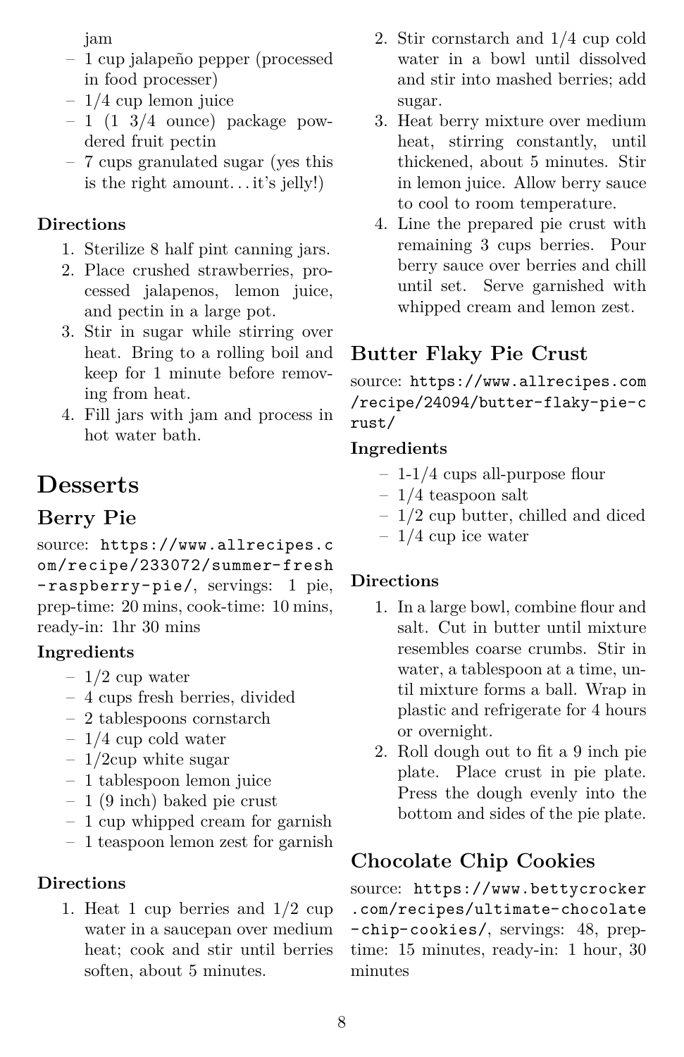jam

- 1 cup jalapeño pepper (processed in food processer)
- 1/4 cup lemon juice
- 1 (1 3/4 ounce) package powdered fruit pectin
- 7 cups granulated sugar (yes this is the right amount…it's jelly!)

**Directions**

1. Sterilize 8 half pint canning jars.
2. Place crushed strawberries, processed jalapenos, lemon juice, and pectin in a large pot.
3. Stir in sugar while stirring over heat. Bring to a rolling boil and keep for 1 minute before removing from heat.
4. Fill jars with jam and process in hot water bath.

# Desserts

## Berry Pie

source: `https://www.allrecipes.com/recipe/233072/summer-fresh-raspberry-pie/`, servings: 1 pie, prep-time: 20 mins, cook-time: 10 mins, ready-in: 1hr 30 mins

**Ingredients**

- 1/2 cup water
- 4 cups fresh berries, divided
- 2 tablespoons cornstarch
- 1/4 cup cold water
- 1/2cup white sugar
- 1 tablespoon lemon juice
- 1 (9 inch) baked pie crust
- 1 cup whipped cream for garnish
- 1 teaspoon lemon zest for garnish

**Directions**

1. Heat 1 cup berries and 1/2 cup water in a saucepan over medium heat; cook and stir until berries soften, about 5 minutes.
2. Stir cornstarch and 1/4 cup cold water in a bowl until dissolved and stir into mashed berries; add sugar.
3. Heat berry mixture over medium heat, stirring constantly, until thickened, about 5 minutes. Stir in lemon juice. Allow berry sauce to cool to room temperature.
4. Line the prepared pie crust with remaining 3 cups berries. Pour berry sauce over berries and chill until set. Serve garnished with whipped cream and lemon zest.

## Butter Flaky Pie Crust

source: `https://www.allrecipes.com/recipe/24094/butter-flaky-pie-crust/`

**Ingredients**

- 1-1/4 cups all-purpose flour
- 1/4 teaspoon salt
- 1/2 cup butter, chilled and diced
- 1/4 cup ice water

**Directions**

1. In a large bowl, combine flour and salt. Cut in butter until mixture resembles coarse crumbs. Stir in water, a tablespoon at a time, until mixture forms a ball. Wrap in plastic and refrigerate for 4 hours or overnight.
2. Roll dough out to fit a 9 inch pie plate. Place crust in pie plate. Press the dough evenly into the bottom and sides of the pie plate.

## Chocolate Chip Cookies

source: `https://www.bettycrocker.com/recipes/ultimate-chocolate-chip-cookies/`, servings: 48, prep-time: 15 minutes, ready-in: 1 hour, 30 minutes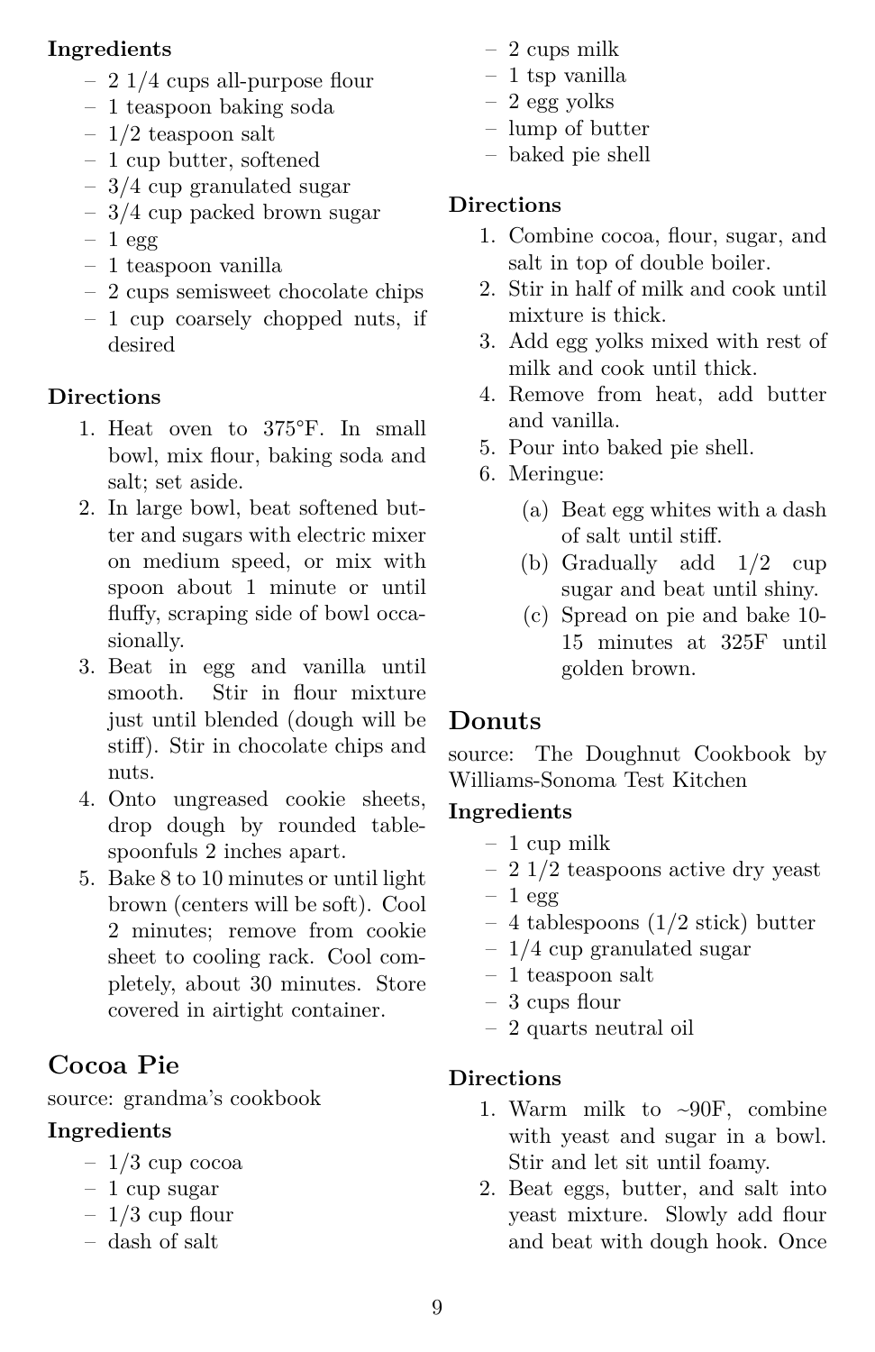**Ingredients**

- 2 1/4 cups all-purpose flour
- 1 teaspoon baking soda
- 1/2 teaspoon salt
- 1 cup butter, softened
- 3/4 cup granulated sugar
- 3/4 cup packed brown sugar
- 1 egg
- 1 teaspoon vanilla
- 2 cups semisweet chocolate chips
- 1 cup coarsely chopped nuts, if desired

**Directions**

1. Heat oven to 375°F. In small bowl, mix flour, baking soda and salt; set aside.
2. In large bowl, beat softened butter and sugars with electric mixer on medium speed, or mix with spoon about 1 minute or until fluffy, scraping side of bowl occasionally.
3. Beat in egg and vanilla until smooth. Stir in flour mixture just until blended (dough will be stiff). Stir in chocolate chips and nuts.
4. Onto ungreased cookie sheets, drop dough by rounded tablespoonfuls 2 inches apart.
5. Bake 8 to 10 minutes or until light brown (centers will be soft). Cool 2 minutes; remove from cookie sheet to cooling rack. Cool completely, about 30 minutes. Store covered in airtight container.

## Cocoa Pie

source: grandma's cookbook

**Ingredients**

- 1/3 cup cocoa
- 1 cup sugar
- 1/3 cup flour
- dash of salt
- 2 cups milk
- 1 tsp vanilla
- 2 egg yolks
- lump of butter
- baked pie shell

**Directions**

1. Combine cocoa, flour, sugar, and salt in top of double boiler.
2. Stir in half of milk and cook until mixture is thick.
3. Add egg yolks mixed with rest of milk and cook until thick.
4. Remove from heat, add butter and vanilla.
5. Pour into baked pie shell.
6. Meringue:
   (a) Beat egg whites with a dash of salt until stiff.
   (b) Gradually add 1/2 cup sugar and beat until shiny.
   (c) Spread on pie and bake 10-15 minutes at 325F until golden brown.

## Donuts

source: The Doughnut Cookbook by Williams-Sonoma Test Kitchen

**Ingredients**

- 1 cup milk
- 2 1/2 teaspoons active dry yeast
- 1 egg
- 4 tablespoons (1/2 stick) butter
- 1/4 cup granulated sugar
- 1 teaspoon salt
- 3 cups flour
- 2 quarts neutral oil

**Directions**

1. Warm milk to ~90F, combine with yeast and sugar in a bowl. Stir and let sit until foamy.
2. Beat eggs, butter, and salt into yeast mixture. Slowly add flour and beat with dough hook. Once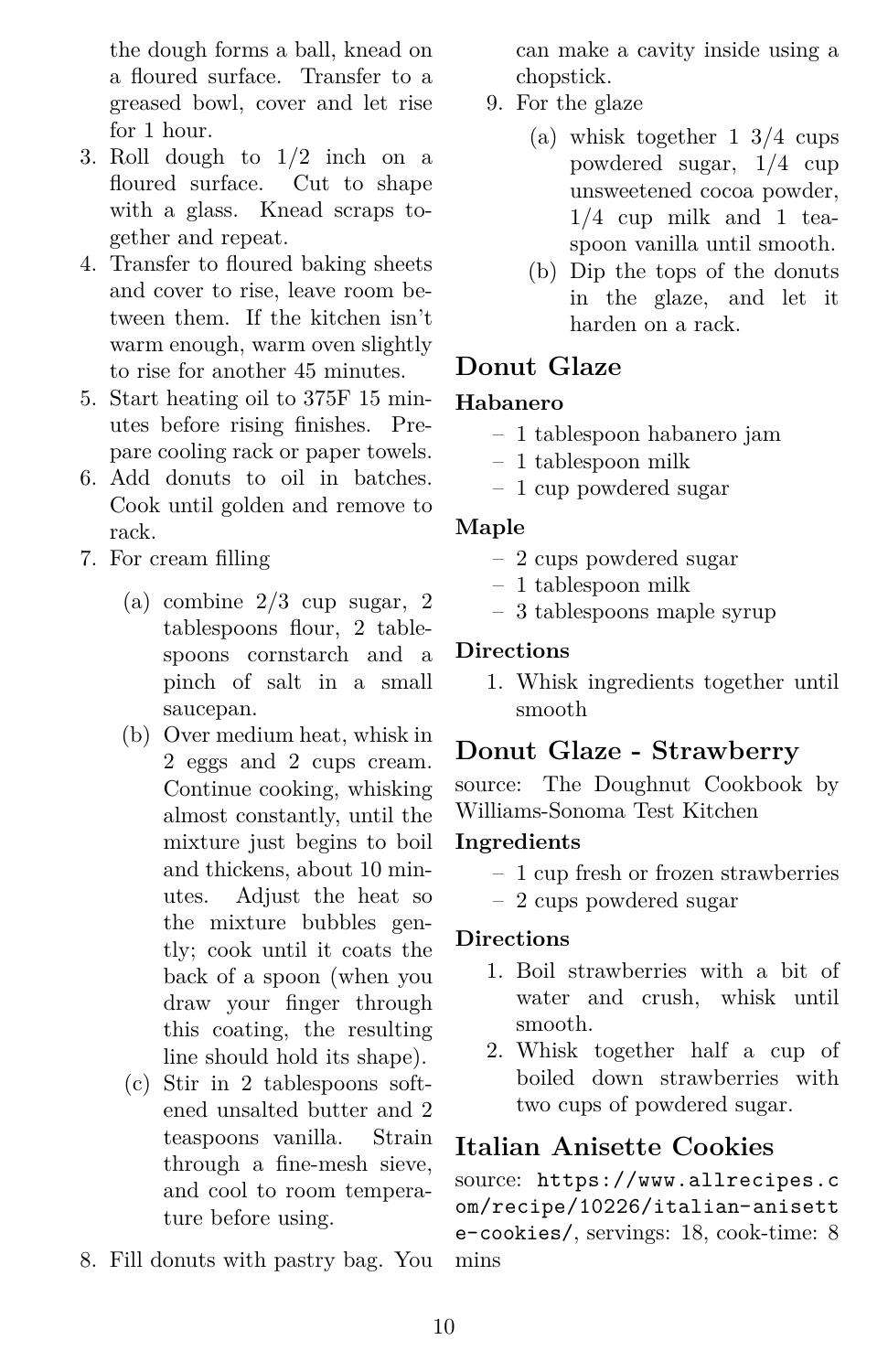the dough forms a ball, knead on a floured surface. Transfer to a greased bowl, cover and let rise for 1 hour.

3. Roll dough to 1/2 inch on a floured surface. Cut to shape with a glass. Knead scraps together and repeat.
4. Transfer to floured baking sheets and cover to rise, leave room between them. If the kitchen isn't warm enough, warm oven slightly to rise for another 45 minutes.
5. Start heating oil to 375F 15 minutes before rising finishes. Prepare cooling rack or paper towels.
6. Add donuts to oil in batches. Cook until golden and remove to rack.
7. For cream filling
   (a) combine 2/3 cup sugar, 2 tablespoons flour, 2 tablespoons cornstarch and a pinch of salt in a small saucepan.
   (b) Over medium heat, whisk in 2 eggs and 2 cups cream. Continue cooking, whisking almost constantly, until the mixture just begins to boil and thickens, about 10 minutes. Adjust the heat so the mixture bubbles gently; cook until it coats the back of a spoon (when you draw your finger through this coating, the resulting line should hold its shape).
   (c) Stir in 2 tablespoons softened unsalted butter and 2 teaspoons vanilla. Strain through a fine-mesh sieve, and cool to room temperature before using.
8. Fill donuts with pastry bag. You can make a cavity inside using a chopstick.
9. For the glaze
   (a) whisk together 1 3/4 cups powdered sugar, 1/4 cup unsweetened cocoa powder, 1/4 cup milk and 1 teaspoon vanilla until smooth.
   (b) Dip the tops of the donuts in the glaze, and let it harden on a rack.

## Donut Glaze

### Habanero

- 1 tablespoon habanero jam
- 1 tablespoon milk
- 1 cup powdered sugar

### Maple

- 2 cups powdered sugar
- 1 tablespoon milk
- 3 tablespoons maple syrup

### Directions

1. Whisk ingredients together until smooth

## Donut Glaze - Strawberry

source: The Doughnut Cookbook by Williams-Sonoma Test Kitchen

### Ingredients

- 1 cup fresh or frozen strawberries
- 2 cups powdered sugar

### Directions

1. Boil strawberries with a bit of water and crush, whisk until smooth.
2. Whisk together half a cup of boiled down strawberries with two cups of powdered sugar.

## Italian Anisette Cookies

source: `https://www.allrecipes.com/recipe/10226/italian-anisette-cookies/`, servings: 18, cook-time: 8 mins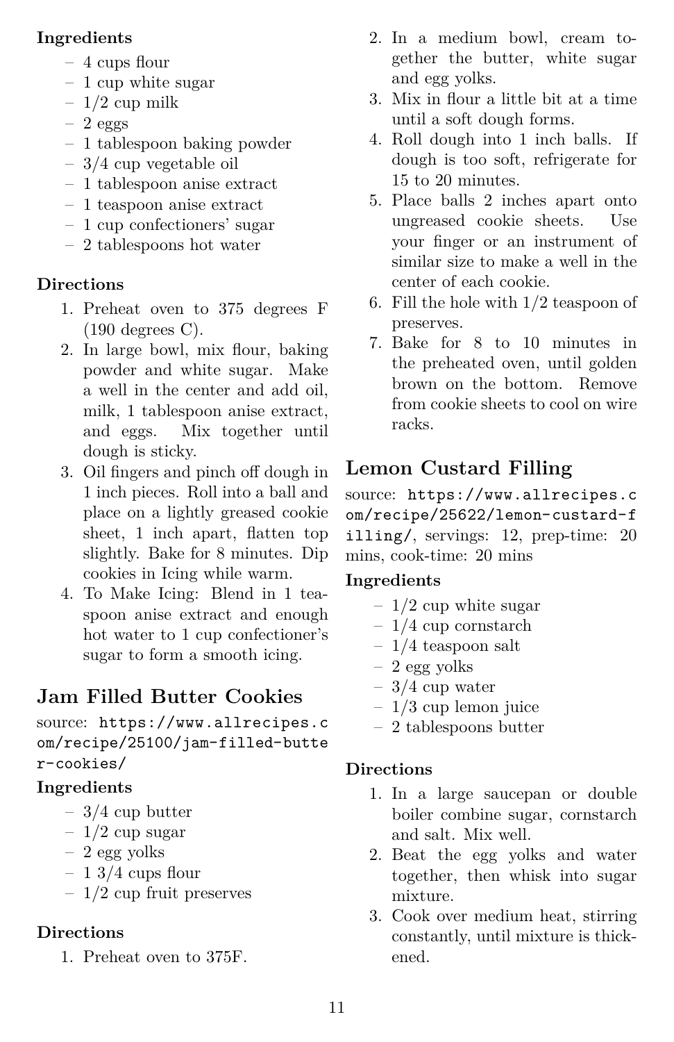**Ingredients**

- 4 cups flour
- 1 cup white sugar
- 1/2 cup milk
- 2 eggs
- 1 tablespoon baking powder
- 3/4 cup vegetable oil
- 1 tablespoon anise extract
- 1 teaspoon anise extract
- 1 cup confectioners' sugar
- 2 tablespoons hot water

**Directions**

1. Preheat oven to 375 degrees F (190 degrees C).
2. In large bowl, mix flour, baking powder and white sugar. Make a well in the center and add oil, milk, 1 tablespoon anise extract, and eggs. Mix together until dough is sticky.
3. Oil fingers and pinch off dough in 1 inch pieces. Roll into a ball and place on a lightly greased cookie sheet, 1 inch apart, flatten top slightly. Bake for 8 minutes. Dip cookies in Icing while warm.
4. To Make Icing: Blend in 1 teaspoon anise extract and enough hot water to 1 cup confectioner's sugar to form a smooth icing.

## Jam Filled Butter Cookies

source: `https://www.allrecipes.com/recipe/25100/jam-filled-butter-cookies/`

**Ingredients**

- 3/4 cup butter
- 1/2 cup sugar
- 2 egg yolks
- 1 3/4 cups flour
- 1/2 cup fruit preserves

**Directions**

1. Preheat oven to 375F.
2. In a medium bowl, cream together the butter, white sugar and egg yolks.
3. Mix in flour a little bit at a time until a soft dough forms.
4. Roll dough into 1 inch balls. If dough is too soft, refrigerate for 15 to 20 minutes.
5. Place balls 2 inches apart onto ungreased cookie sheets. Use your finger or an instrument of similar size to make a well in the center of each cookie.
6. Fill the hole with 1/2 teaspoon of preserves.
7. Bake for 8 to 10 minutes in the preheated oven, until golden brown on the bottom. Remove from cookie sheets to cool on wire racks.

## Lemon Custard Filling

source: `https://www.allrecipes.com/recipe/25622/lemon-custard-filling/`, servings: 12, prep-time: 20 mins, cook-time: 20 mins

**Ingredients**

- 1/2 cup white sugar
- 1/4 cup cornstarch
- 1/4 teaspoon salt
- 2 egg yolks
- 3/4 cup water
- 1/3 cup lemon juice
- 2 tablespoons butter

**Directions**

1. In a large saucepan or double boiler combine sugar, cornstarch and salt. Mix well.
2. Beat the egg yolks and water together, then whisk into sugar mixture.
3. Cook over medium heat, stirring constantly, until mixture is thickened.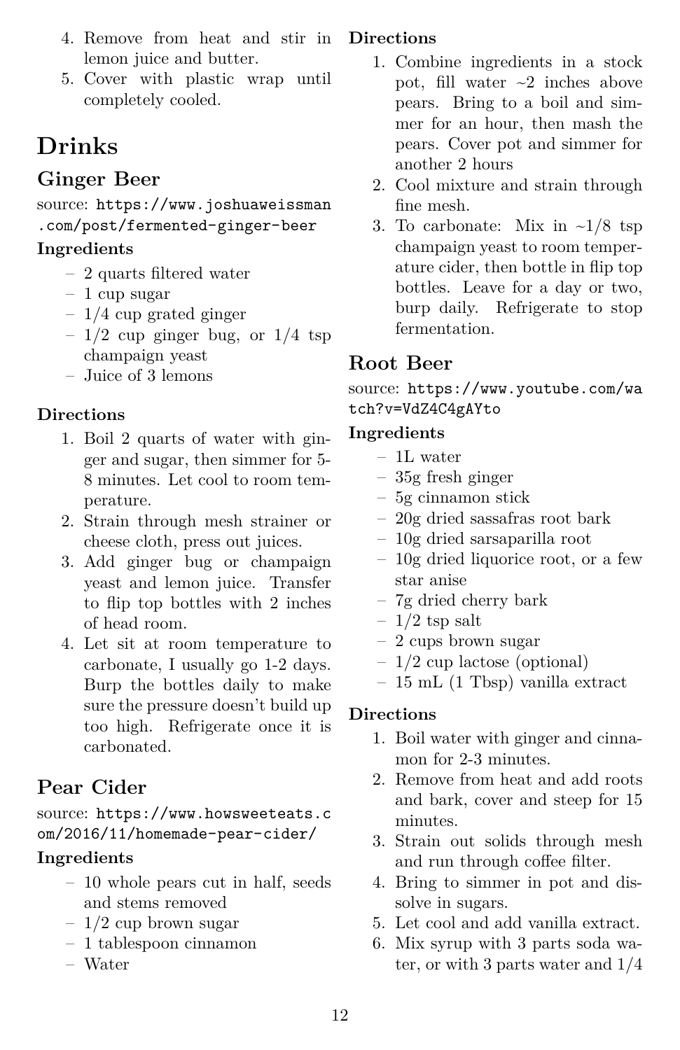4. Remove from heat and stir in lemon juice and butter.
5. Cover with plastic wrap until completely cooled.

# Drinks

## Ginger Beer

source: `https://www.joshuaweissman.com/post/fermented-ginger-beer`

### Ingredients

- 2 quarts filtered water
- 1 cup sugar
- 1/4 cup grated ginger
- 1/2 cup ginger bug, or 1/4 tsp champaign yeast
- Juice of 3 lemons

### Directions

1. Boil 2 quarts of water with ginger and sugar, then simmer for 5-8 minutes. Let cool to room temperature.
2. Strain through mesh strainer or cheese cloth, press out juices.
3. Add ginger bug or champaign yeast and lemon juice. Transfer to flip top bottles with 2 inches of head room.
4. Let sit at room temperature to carbonate, I usually go 1-2 days. Burp the bottles daily to make sure the pressure doesn't build up too high. Refrigerate once it is carbonated.

## Pear Cider

source: `https://www.howsweeteats.com/2016/11/homemade-pear-cider/`

### Ingredients

- 10 whole pears cut in half, seeds and stems removed
- 1/2 cup brown sugar
- 1 tablespoon cinnamon
- Water

### Directions

1. Combine ingredients in a stock pot, fill water ~2 inches above pears. Bring to a boil and simmer for an hour, then mash the pears. Cover pot and simmer for another 2 hours
2. Cool mixture and strain through fine mesh.
3. To carbonate: Mix in ~1/8 tsp champaign yeast to room temperature cider, then bottle in flip top bottles. Leave for a day or two, burp daily. Refrigerate to stop fermentation.

## Root Beer

source: `https://www.youtube.com/watch?v=VdZ4C4gAYto`

### Ingredients

- 1L water
- 35g fresh ginger
- 5g cinnamon stick
- 20g dried sassafras root bark
- 10g dried sarsaparilla root
- 10g dried liquorice root, or a few star anise
- 7g dried cherry bark
- 1/2 tsp salt
- 2 cups brown sugar
- 1/2 cup lactose (optional)
- 15 mL (1 Tbsp) vanilla extract

### Directions

1. Boil water with ginger and cinnamon for 2-3 minutes.
2. Remove from heat and add roots and bark, cover and steep for 15 minutes.
3. Strain out solids through mesh and run through coffee filter.
4. Bring to simmer in pot and dissolve in sugars.
5. Let cool and add vanilla extract.
6. Mix syrup with 3 parts soda water, or with 3 parts water and 1/4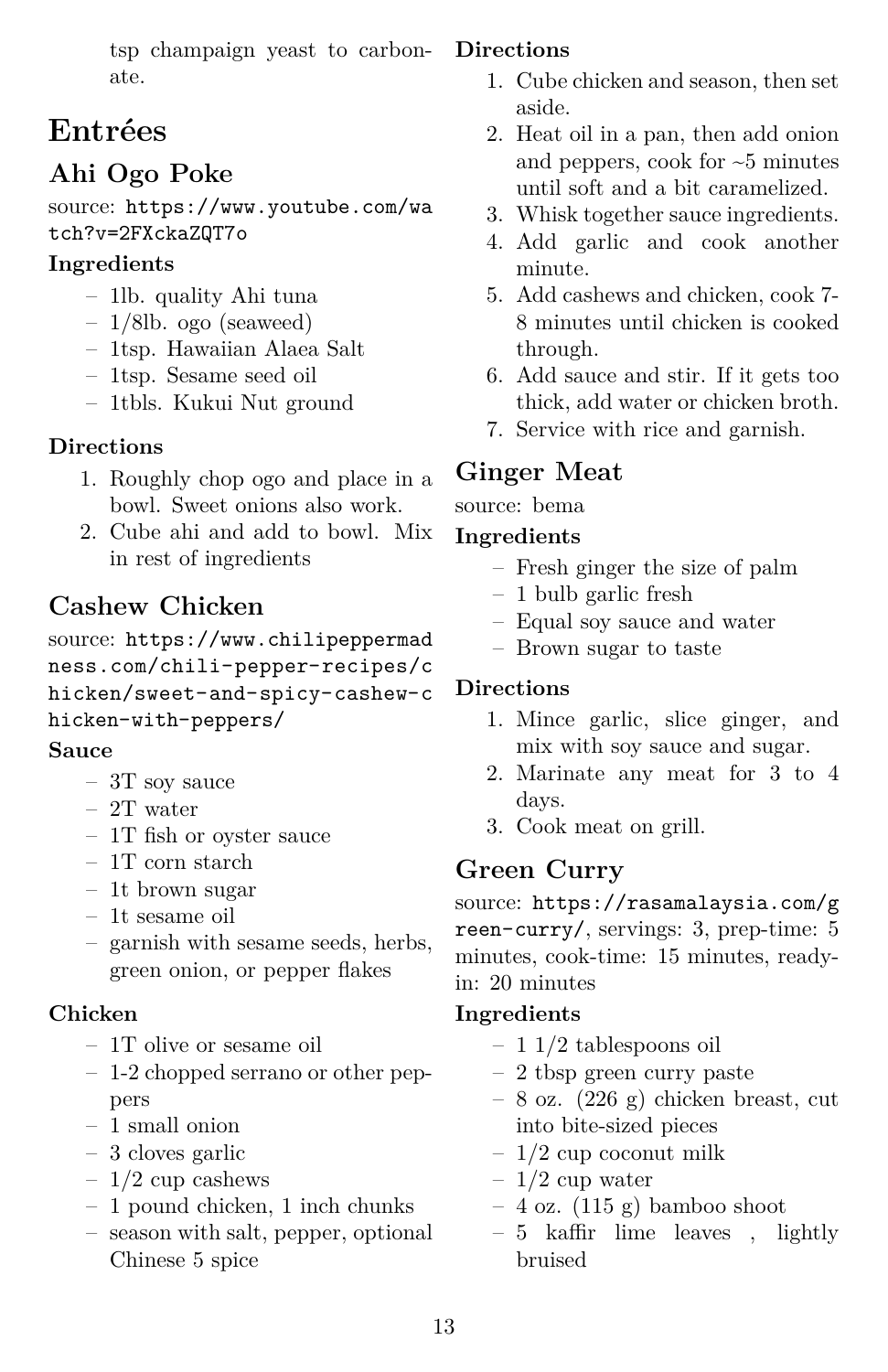tsp champaign yeast to carbonate.

# Entrées

## Ahi Ogo Poke

source: https://www.youtube.com/watch?v=2FXckaZQT7o

### Ingredients

- 1lb. quality Ahi tuna
- 1/8lb. ogo (seaweed)
- 1tsp. Hawaiian Alaea Salt
- 1tsp. Sesame seed oil
- 1tbls. Kukui Nut ground

### Directions

1. Roughly chop ogo and place in a bowl. Sweet onions also work.
2. Cube ahi and add to bowl. Mix in rest of ingredients

## Cashew Chicken

source: https://www.chilipeppermadness.com/chili-pepper-recipes/chicken/sweet-and-spicy-cashew-chicken-with-peppers/

### Sauce

- 3T soy sauce
- 2T water
- 1T fish or oyster sauce
- 1T corn starch
- 1t brown sugar
- 1t sesame oil
- garnish with sesame seeds, herbs, green onion, or pepper flakes

### Chicken

- 1T olive or sesame oil
- 1-2 chopped serrano or other peppers
- 1 small onion
- 3 cloves garlic
- 1/2 cup cashews
- 1 pound chicken, 1 inch chunks
- season with salt, pepper, optional Chinese 5 spice

### Directions

1. Cube chicken and season, then set aside.
2. Heat oil in a pan, then add onion and peppers, cook for ~5 minutes until soft and a bit caramelized.
3. Whisk together sauce ingredients.
4. Add garlic and cook another minute.
5. Add cashews and chicken, cook 7-8 minutes until chicken is cooked through.
6. Add sauce and stir. If it gets too thick, add water or chicken broth.
7. Service with rice and garnish.

## Ginger Meat

source: bema

### Ingredients

- Fresh ginger the size of palm
- 1 bulb garlic fresh
- Equal soy sauce and water
- Brown sugar to taste

### Directions

1. Mince garlic, slice ginger, and mix with soy sauce and sugar.
2. Marinate any meat for 3 to 4 days.
3. Cook meat on grill.

## Green Curry

source: https://rasamalaysia.com/green-curry/, servings: 3, prep-time: 5 minutes, cook-time: 15 minutes, ready-in: 20 minutes

### Ingredients

- 1 1/2 tablespoons oil
- 2 tbsp green curry paste
- 8 oz. (226 g) chicken breast, cut into bite-sized pieces
- 1/2 cup coconut milk
- 1/2 cup water
- 4 oz. (115 g) bamboo shoot
- 5 kaffir lime leaves , lightly bruised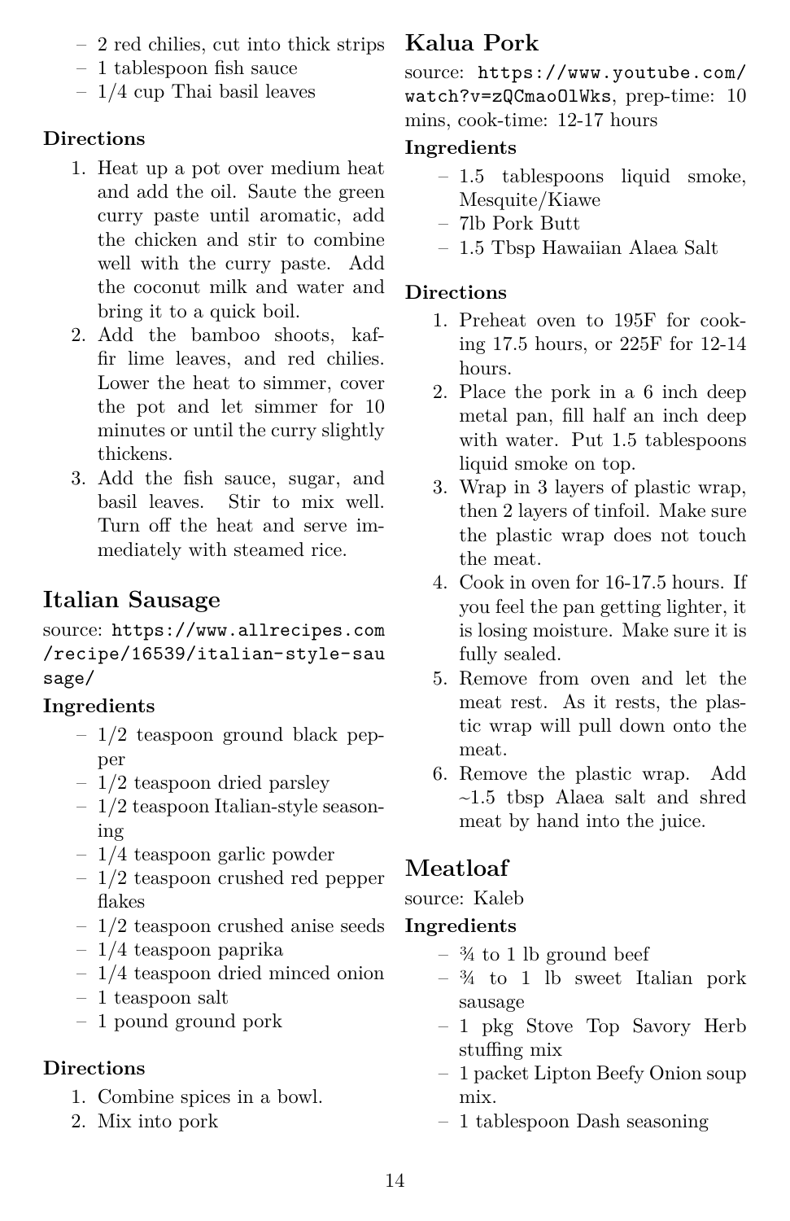- 2 red chilies, cut into thick strips
- 1 tablespoon fish sauce
- 1/4 cup Thai basil leaves

**Directions**

1. Heat up a pot over medium heat and add the oil. Saute the green curry paste until aromatic, add the chicken and stir to combine well with the curry paste. Add the coconut milk and water and bring it to a quick boil.
2. Add the bamboo shoots, kaffir lime leaves, and red chilies. Lower the heat to simmer, cover the pot and let simmer for 10 minutes or until the curry slightly thickens.
3. Add the fish sauce, sugar, and basil leaves. Stir to mix well. Turn off the heat and serve immediately with steamed rice.

## Italian Sausage

source: `https://www.allrecipes.com/recipe/16539/italian-style-sausage/`

**Ingredients**

- 1/2 teaspoon ground black pepper
- 1/2 teaspoon dried parsley
- 1/2 teaspoon Italian-style seasoning
- 1/4 teaspoon garlic powder
- 1/2 teaspoon crushed red pepper flakes
- 1/2 teaspoon crushed anise seeds
- 1/4 teaspoon paprika
- 1/4 teaspoon dried minced onion
- 1 teaspoon salt
- 1 pound ground pork

**Directions**

1. Combine spices in a bowl.
2. Mix into pork

## Kalua Pork

source: `https://www.youtube.com/watch?v=zQCmaoOlWks`, prep-time: 10 mins, cook-time: 12-17 hours

**Ingredients**

- 1.5 tablespoons liquid smoke, Mesquite/Kiawe
- 7lb Pork Butt
- 1.5 Tbsp Hawaiian Alaea Salt

**Directions**

1. Preheat oven to 195F for cooking 17.5 hours, or 225F for 12-14 hours.
2. Place the pork in a 6 inch deep metal pan, fill half an inch deep with water. Put 1.5 tablespoons liquid smoke on top.
3. Wrap in 3 layers of plastic wrap, then 2 layers of tinfoil. Make sure the plastic wrap does not touch the meat.
4. Cook in oven for 16-17.5 hours. If you feel the pan getting lighter, it is losing moisture. Make sure it is fully sealed.
5. Remove from oven and let the meat rest. As it rests, the plastic wrap will pull down onto the meat.
6. Remove the plastic wrap. Add ~1.5 tbsp Alaea salt and shred meat by hand into the juice.

## Meatloaf

source: Kaleb

**Ingredients**

- ¾ to 1 lb ground beef
- ¾ to 1 lb sweet Italian pork sausage
- 1 pkg Stove Top Savory Herb stuffing mix
- 1 packet Lipton Beefy Onion soup mix.
- 1 tablespoon Dash seasoning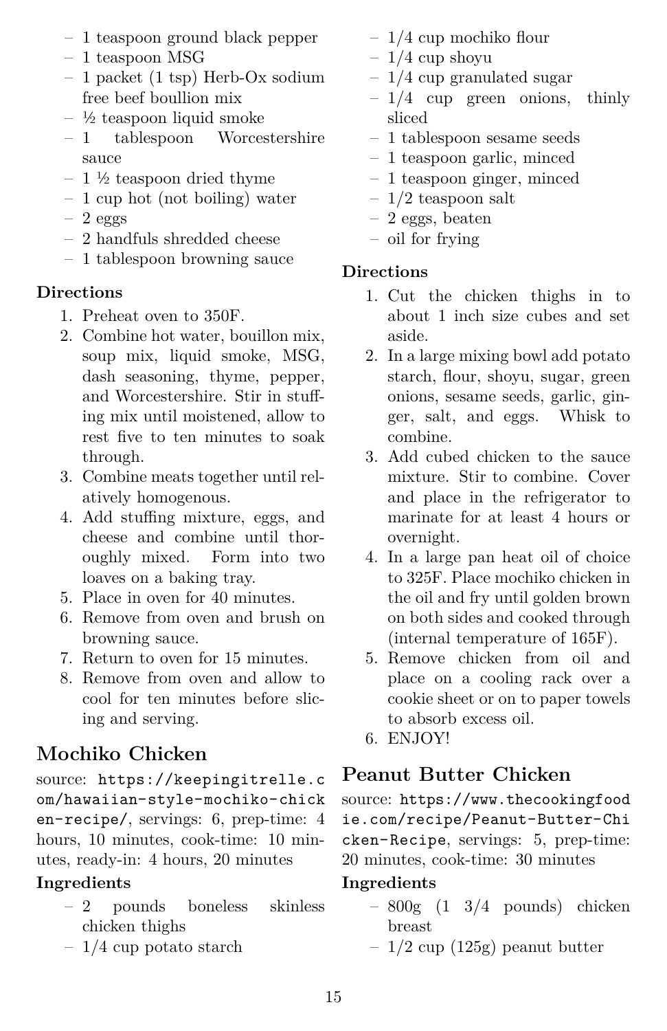- 1 teaspoon ground black pepper
- 1 teaspoon MSG
- 1 packet (1 tsp) Herb-Ox sodium free beef boullion mix
- ½ teaspoon liquid smoke
- 1 tablespoon Worcestershire sauce
- 1 ½ teaspoon dried thyme
- 1 cup hot (not boiling) water
- 2 eggs
- 2 handfuls shredded cheese
- 1 tablespoon browning sauce

**Directions**

1. Preheat oven to 350F.
2. Combine hot water, bouillon mix, soup mix, liquid smoke, MSG, dash seasoning, thyme, pepper, and Worcestershire. Stir in stuffing mix until moistened, allow to rest five to ten minutes to soak through.
3. Combine meats together until relatively homogenous.
4. Add stuffing mixture, eggs, and cheese and combine until thoroughly mixed. Form into two loaves on a baking tray.
5. Place in oven for 40 minutes.
6. Remove from oven and brush on browning sauce.
7. Return to oven for 15 minutes.
8. Remove from oven and allow to cool for ten minutes before slicing and serving.

## Mochiko Chicken

source: `https://keepingitrelle.com/hawaiian-style-mochiko-chicken-recipe/`, servings: 6, prep-time: 4 hours, 10 minutes, cook-time: 10 minutes, ready-in: 4 hours, 20 minutes

**Ingredients**

- 2 pounds boneless skinless chicken thighs
- 1/4 cup potato starch
- 1/4 cup mochiko flour
- 1/4 cup shoyu
- 1/4 cup granulated sugar
- 1/4 cup green onions, thinly sliced
- 1 tablespoon sesame seeds
- 1 teaspoon garlic, minced
- 1 teaspoon ginger, minced
- 1/2 teaspoon salt
- 2 eggs, beaten
- oil for frying

**Directions**

1. Cut the chicken thighs in to about 1 inch size cubes and set aside.
2. In a large mixing bowl add potato starch, flour, shoyu, sugar, green onions, sesame seeds, garlic, ginger, salt, and eggs. Whisk to combine.
3. Add cubed chicken to the sauce mixture. Stir to combine. Cover and place in the refrigerator to marinate for at least 4 hours or overnight.
4. In a large pan heat oil of choice to 325F. Place mochiko chicken in the oil and fry until golden brown on both sides and cooked through (internal temperature of 165F).
5. Remove chicken from oil and place on a cooling rack over a cookie sheet or on to paper towels to absorb excess oil.
6. ENJOY!

## Peanut Butter Chicken

source: `https://www.thecookingfoodie.com/recipe/Peanut-Butter-Chicken-Recipe`, servings: 5, prep-time: 20 minutes, cook-time: 30 minutes

**Ingredients**

- 800g (1 3/4 pounds) chicken breast
- 1/2 cup (125g) peanut butter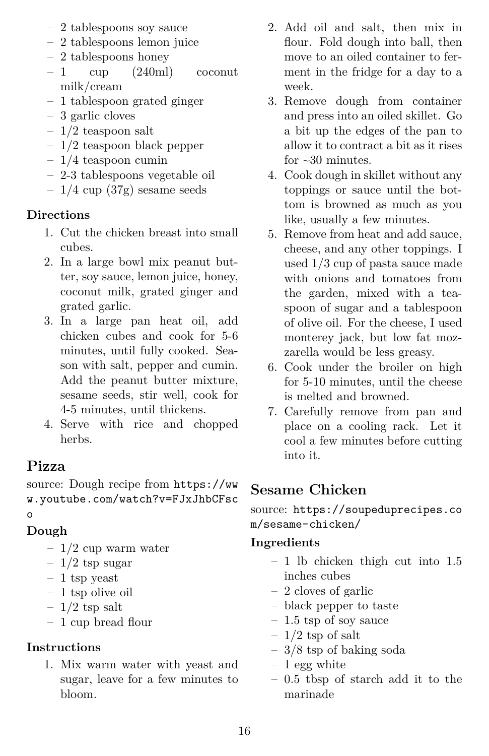- 2 tablespoons soy sauce
- 2 tablespoons lemon juice
- 2 tablespoons honey
- 1 cup (240ml) coconut milk/cream
- 1 tablespoon grated ginger
- 3 garlic cloves
- 1/2 teaspoon salt
- 1/2 teaspoon black pepper
- 1/4 teaspoon cumin
- 2-3 tablespoons vegetable oil
- 1/4 cup (37g) sesame seeds

**Directions**

1. Cut the chicken breast into small cubes.
2. In a large bowl mix peanut butter, soy sauce, lemon juice, honey, coconut milk, grated ginger and grated garlic.
3. In a large pan heat oil, add chicken cubes and cook for 5-6 minutes, until fully cooked. Season with salt, pepper and cumin. Add the peanut butter mixture, sesame seeds, stir well, cook for 4-5 minutes, until thickens.
4. Serve with rice and chopped herbs.

## Pizza

source: Dough recipe from `https://www.youtube.com/watch?v=FJxJhbCFsco`

**Dough**

- 1/2 cup warm water
- 1/2 tsp sugar
- 1 tsp yeast
- 1 tsp olive oil
- 1/2 tsp salt
- 1 cup bread flour

**Instructions**

1. Mix warm water with yeast and sugar, leave for a few minutes to bloom.
2. Add oil and salt, then mix in flour. Fold dough into ball, then move to an oiled container to ferment in the fridge for a day to a week.
3. Remove dough from container and press into an oiled skillet. Go a bit up the edges of the pan to allow it to contract a bit as it rises for ~30 minutes.
4. Cook dough in skillet without any toppings or sauce until the bottom is browned as much as you like, usually a few minutes.
5. Remove from heat and add sauce, cheese, and any other toppings. I used 1/3 cup of pasta sauce made with onions and tomatoes from the garden, mixed with a teaspoon of sugar and a tablespoon of olive oil. For the cheese, I used monterey jack, but low fat mozzarella would be less greasy.
6. Cook under the broiler on high for 5-10 minutes, until the cheese is melted and browned.
7. Carefully remove from pan and place on a cooling rack. Let it cool a few minutes before cutting into it.

## Sesame Chicken

source: `https://soupeduprecipes.com/sesame-chicken/`

**Ingredients**

- 1 lb chicken thigh cut into 1.5 inches cubes
- 2 cloves of garlic
- black pepper to taste
- 1.5 tsp of soy sauce
- 1/2 tsp of salt
- 3/8 tsp of baking soda
- 1 egg white
- 0.5 tbsp of starch add it to the marinade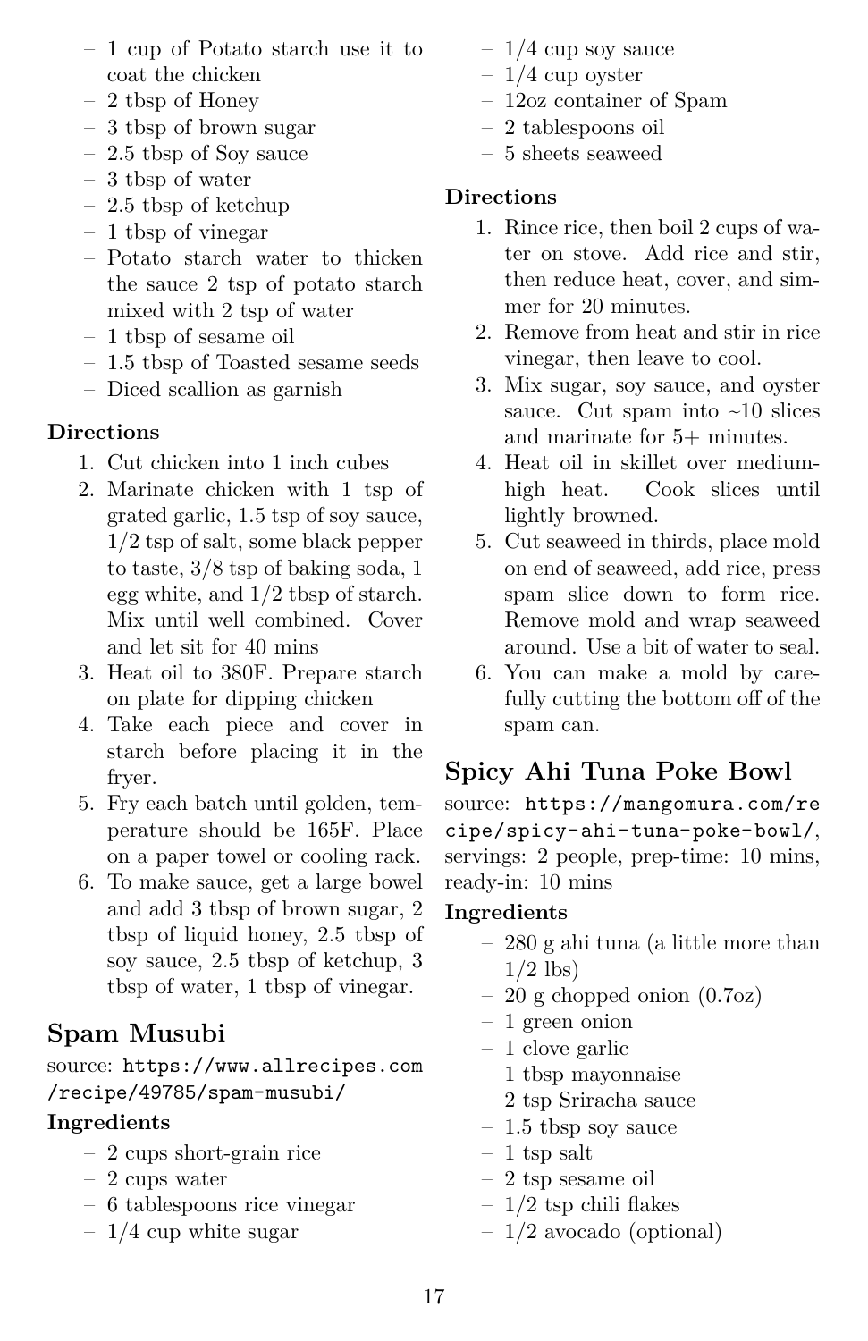- 1 cup of Potato starch use it to coat the chicken
- 2 tbsp of Honey
- 3 tbsp of brown sugar
- 2.5 tbsp of Soy sauce
- 3 tbsp of water
- 2.5 tbsp of ketchup
- 1 tbsp of vinegar
- Potato starch water to thicken the sauce 2 tsp of potato starch mixed with 2 tsp of water
- 1 tbsp of sesame oil
- 1.5 tbsp of Toasted sesame seeds
- Diced scallion as garnish

**Directions**

1. Cut chicken into 1 inch cubes
2. Marinate chicken with 1 tsp of grated garlic, 1.5 tsp of soy sauce, 1/2 tsp of salt, some black pepper to taste, 3/8 tsp of baking soda, 1 egg white, and 1/2 tbsp of starch. Mix until well combined. Cover and let sit for 40 mins
3. Heat oil to 380F. Prepare starch on plate for dipping chicken
4. Take each piece and cover in starch before placing it in the fryer.
5. Fry each batch until golden, temperature should be 165F. Place on a paper towel or cooling rack.
6. To make sauce, get a large bowl and add 3 tbsp of brown sugar, 2 tbsp of liquid honey, 2.5 tbsp of soy sauce, 2.5 tbsp of ketchup, 3 tbsp of water, 1 tbsp of vinegar.

## Spam Musubi

source: https://www.allrecipes.com/recipe/49785/spam-musubi/

**Ingredients**

- 2 cups short-grain rice
- 2 cups water
- 6 tablespoons rice vinegar
- 1/4 cup white sugar
- 1/4 cup soy sauce
- 1/4 cup oyster
- 12oz container of Spam
- 2 tablespoons oil
- 5 sheets seaweed

**Directions**

1. Rince rice, then boil 2 cups of water on stove. Add rice and stir, then reduce heat, cover, and simmer for 20 minutes.
2. Remove from heat and stir in rice vinegar, then leave to cool.
3. Mix sugar, soy sauce, and oyster sauce. Cut spam into ~10 slices and marinate for 5+ minutes.
4. Heat oil in skillet over medium-high heat. Cook slices until lightly browned.
5. Cut seaweed in thirds, place mold on end of seaweed, add rice, press spam slice down to form rice. Remove mold and wrap seaweed around. Use a bit of water to seal.
6. You can make a mold by carefully cutting the bottom off of the spam can.

## Spicy Ahi Tuna Poke Bowl

source: https://mangomura.com/recipe/spicy-ahi-tuna-poke-bowl/, servings: 2 people, prep-time: 10 mins, ready-in: 10 mins

**Ingredients**

- 280 g ahi tuna (a little more than 1/2 lbs)
- 20 g chopped onion (0.7oz)
- 1 green onion
- 1 clove garlic
- 1 tbsp mayonnaise
- 2 tsp Sriracha sauce
- 1.5 tbsp soy sauce
- 1 tsp salt
- 2 tsp sesame oil
- 1/2 tsp chili flakes
- 1/2 avocado (optional)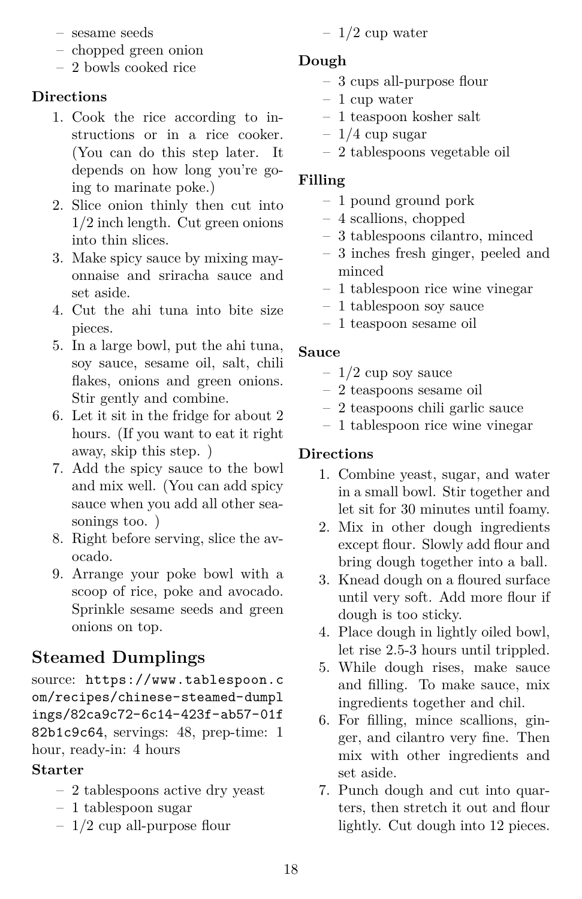- sesame seeds
- chopped green onion
- 2 bowls cooked rice

**Directions**

1. Cook the rice according to instructions or in a rice cooker. (You can do this step later. It depends on how long you're going to marinate poke.)
2. Slice onion thinly then cut into 1/2 inch length. Cut green onions into thin slices.
3. Make spicy sauce by mixing mayonnaise and sriracha sauce and set aside.
4. Cut the ahi tuna into bite size pieces.
5. In a large bowl, put the ahi tuna, soy sauce, sesame oil, salt, chili flakes, onions and green onions. Stir gently and combine.
6. Let it sit in the fridge for about 2 hours. (If you want to eat it right away, skip this step. )
7. Add the spicy sauce to the bowl and mix well. (You can add spicy sauce when you add all other seasonings too. )
8. Right before serving, slice the avocado.
9. Arrange your poke bowl with a scoop of rice, poke and avocado. Sprinkle sesame seeds and green onions on top.

## Steamed Dumplings

source: `https://www.tablespoon.com/recipes/chinese-steamed-dumplings/82ca9c72-6c14-423f-ab57-01f82b1c9c64`, servings: 48, prep-time: 1 hour, ready-in: 4 hours

**Starter**

- 2 tablespoons active dry yeast
- 1 tablespoon sugar
- 1/2 cup all-purpose flour
- 1/2 cup water

**Dough**

- 3 cups all-purpose flour
- 1 cup water
- 1 teaspoon kosher salt
- 1/4 cup sugar
- 2 tablespoons vegetable oil

**Filling**

- 1 pound ground pork
- 4 scallions, chopped
- 3 tablespoons cilantro, minced
- 3 inches fresh ginger, peeled and minced
- 1 tablespoon rice wine vinegar
- 1 tablespoon soy sauce
- 1 teaspoon sesame oil

**Sauce**

- 1/2 cup soy sauce
- 2 teaspoons sesame oil
- 2 teaspoons chili garlic sauce
- 1 tablespoon rice wine vinegar

**Directions**

1. Combine yeast, sugar, and water in a small bowl. Stir together and let sit for 30 minutes until foamy.
2. Mix in other dough ingredients except flour. Slowly add flour and bring dough together into a ball.
3. Knead dough on a floured surface until very soft. Add more flour if dough is too sticky.
4. Place dough in lightly oiled bowl, let rise 2.5-3 hours until trippled.
5. While dough rises, make sauce and filling. To make sauce, mix ingredients together and chil.
6. For filling, mince scallions, ginger, and cilantro very fine. Then mix with other ingredients and set aside.
7. Punch dough and cut into quarters, then stretch it out and flour lightly. Cut dough into 12 pieces.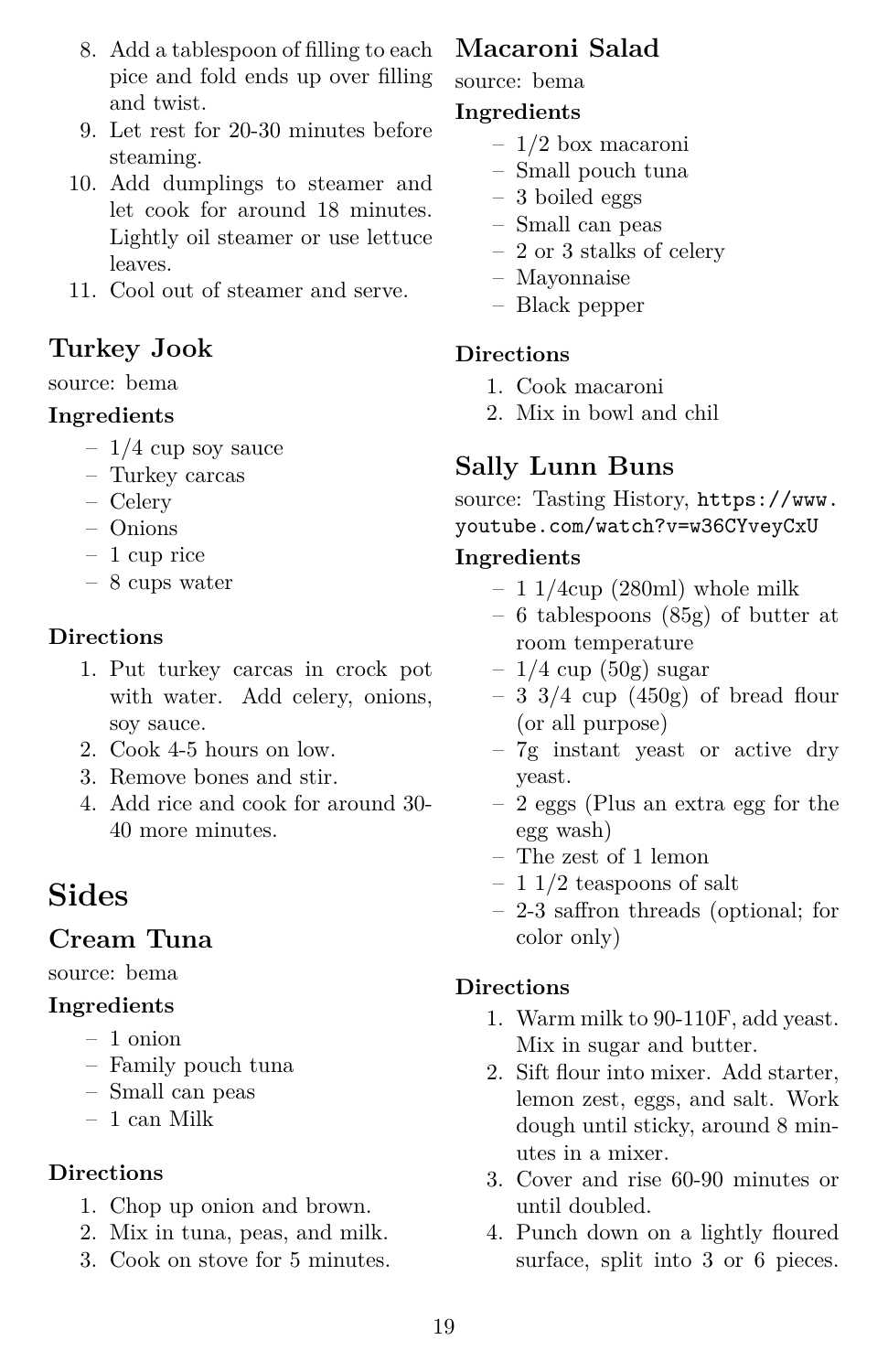8. Add a tablespoon of filling to each pice and fold ends up over filling and twist.
9. Let rest for 20-30 minutes before steaming.
10. Add dumplings to steamer and let cook for around 18 minutes. Lightly oil steamer or use lettuce leaves.
11. Cool out of steamer and serve.

## Turkey Jook

source: bema

### Ingredients

- 1/4 cup soy sauce
- Turkey carcas
- Celery
- Onions
- 1 cup rice
- 8 cups water

### Directions

1. Put turkey carcas in crock pot with water. Add celery, onions, soy sauce.
2. Cook 4-5 hours on low.
3. Remove bones and stir.
4. Add rice and cook for around 30-40 more minutes.

# Sides

## Cream Tuna

source: bema

### Ingredients

- 1 onion
- Family pouch tuna
- Small can peas
- 1 can Milk

### Directions

1. Chop up onion and brown.
2. Mix in tuna, peas, and milk.
3. Cook on stove for 5 minutes.

## Macaroni Salad

source: bema

### Ingredients

- 1/2 box macaroni
- Small pouch tuna
- 3 boiled eggs
- Small can peas
- 2 or 3 stalks of celery
- Mayonnaise
- Black pepper

### Directions

1. Cook macaroni
2. Mix in bowl and chil

## Sally Lunn Buns

source: Tasting History, `https://www.youtube.com/watch?v=w36CYveyCxU`

### Ingredients

- 1 1/4cup (280ml) whole milk
- 6 tablespoons (85g) of butter at room temperature
- 1/4 cup (50g) sugar
- 3 3/4 cup (450g) of bread flour (or all purpose)
- 7g instant yeast or active dry yeast.
- 2 eggs (Plus an extra egg for the egg wash)
- The zest of 1 lemon
- 1 1/2 teaspoons of salt
- 2-3 saffron threads (optional; for color only)

### Directions

1. Warm milk to 90-110F, add yeast. Mix in sugar and butter.
2. Sift flour into mixer. Add starter, lemon zest, eggs, and salt. Work dough until sticky, around 8 minutes in a mixer.
3. Cover and rise 60-90 minutes or until doubled.
4. Punch down on a lightly floured surface, split into 3 or 6 pieces.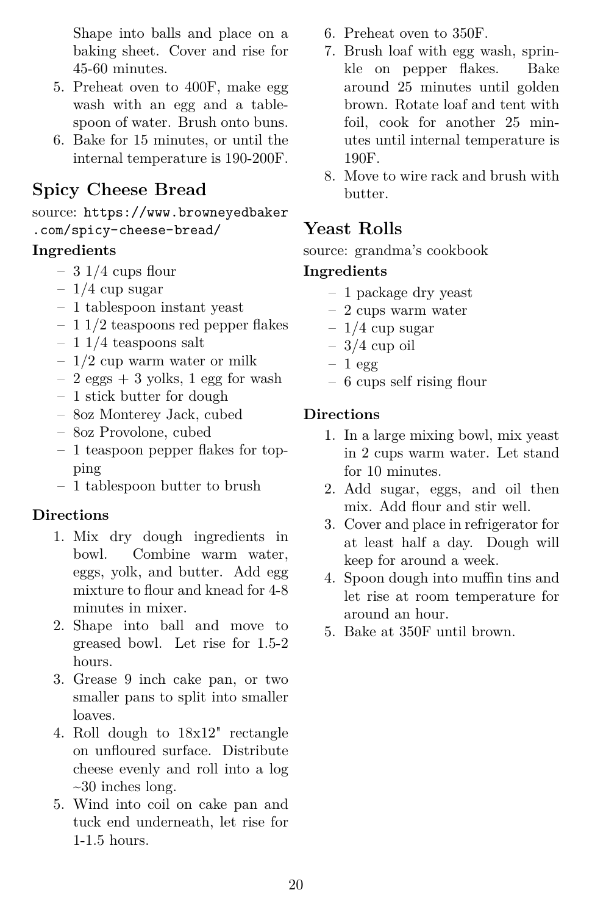Shape into balls and place on a baking sheet. Cover and rise for 45-60 minutes.

5. Preheat oven to 400F, make egg wash with an egg and a tablespoon of water. Brush onto buns.
6. Bake for 15 minutes, or until the internal temperature is 190-200F.

## Spicy Cheese Bread

source: https://www.browneyedbaker.com/spicy-cheese-bread/

### Ingredients

- 3 1/4 cups flour
- 1/4 cup sugar
- 1 tablespoon instant yeast
- 1 1/2 teaspoons red pepper flakes
- 1 1/4 teaspoons salt
- 1/2 cup warm water or milk
- 2 eggs + 3 yolks, 1 egg for wash
- 1 stick butter for dough
- 8oz Monterey Jack, cubed
- 8oz Provolone, cubed
- 1 teaspoon pepper flakes for topping
- 1 tablespoon butter to brush

### Directions

1. Mix dry dough ingredients in bowl. Combine warm water, eggs, yolk, and butter. Add egg mixture to flour and knead for 4-8 minutes in mixer.
2. Shape into ball and move to greased bowl. Let rise for 1.5-2 hours.
3. Grease 9 inch cake pan, or two smaller pans to split into smaller loaves.
4. Roll dough to 18x12" rectangle on unfloured surface. Distribute cheese evenly and roll into a log ~30 inches long.
5. Wind into coil on cake pan and tuck end underneath, let rise for 1-1.5 hours.
6. Preheat oven to 350F.
7. Brush loaf with egg wash, sprinkle on pepper flakes. Bake around 25 minutes until golden brown. Rotate loaf and tent with foil, cook for another 25 minutes until internal temperature is 190F.
8. Move to wire rack and brush with butter.

## Yeast Rolls

source: grandma's cookbook

### Ingredients

- 1 package dry yeast
- 2 cups warm water
- 1/4 cup sugar
- 3/4 cup oil
- 1 egg
- 6 cups self rising flour

### Directions

1. In a large mixing bowl, mix yeast in 2 cups warm water. Let stand for 10 minutes.
2. Add sugar, eggs, and oil then mix. Add flour and stir well.
3. Cover and place in refrigerator for at least half a day. Dough will keep for around a week.
4. Spoon dough into muffin tins and let rise at room temperature for around an hour.
5. Bake at 350F until brown.